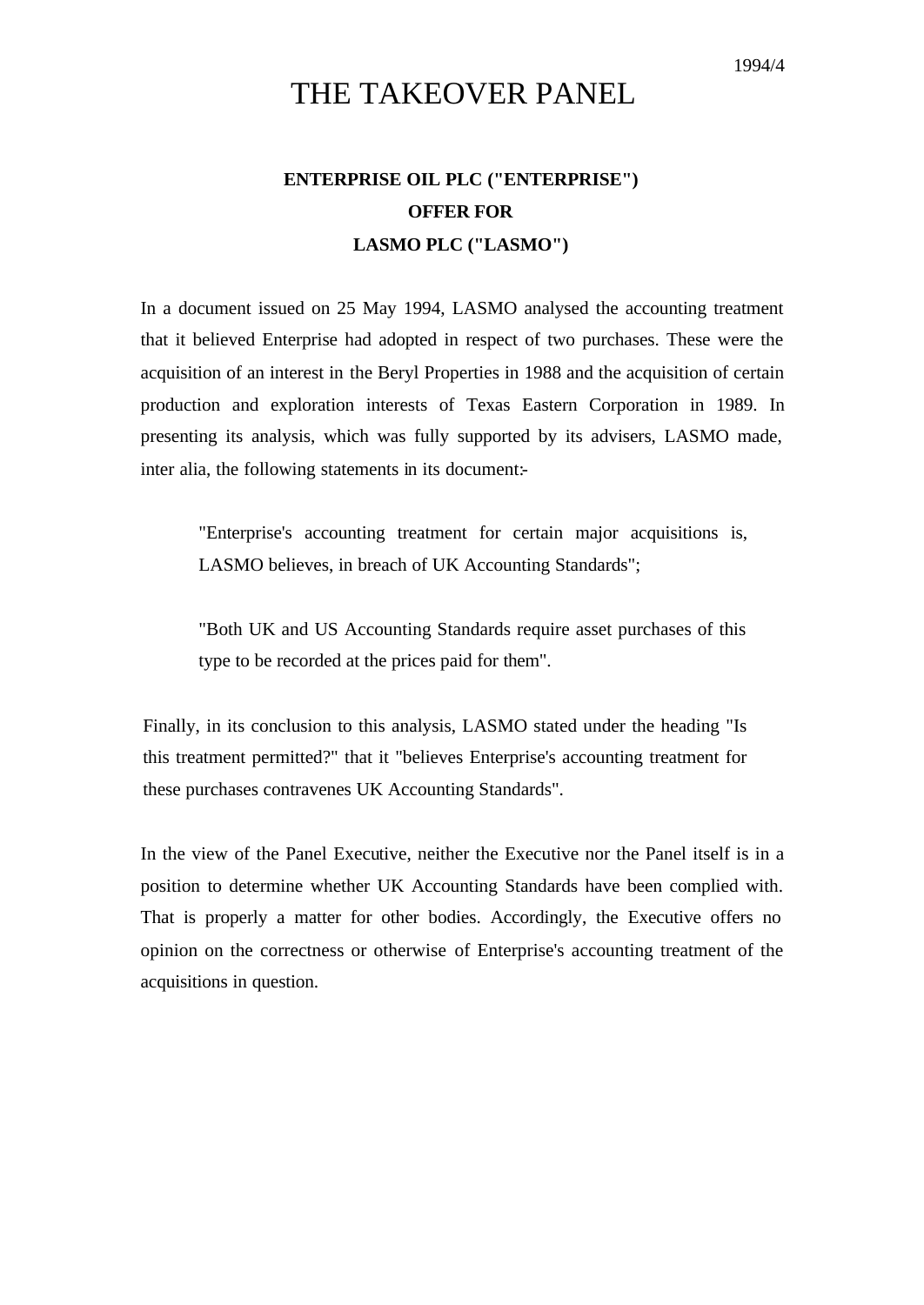1994/4

# THE TAKEOVER PANEL

**ENTERPRISE OIL PLC ("ENTERPRISE")**
**OFFER FOR**
**LASMO PLC ("LASMO")**

In a document issued on 25 May 1994, LASMO analysed the accounting treatment that it believed Enterprise had adopted in respect of two purchases. These were the acquisition of an interest in the Beryl Properties in 1988 and the acquisition of certain production and exploration interests of Texas Eastern Corporation in 1989. In presenting its analysis, which was fully supported by its advisers, LASMO made, inter alia, the following statements in its document:-

> "Enterprise's accounting treatment for certain major acquisitions is, LASMO believes, in breach of UK Accounting Standards";
>
> "Both UK and US Accounting Standards require asset purchases of this type to be recorded at the prices paid for them".

Finally, in its conclusion to this analysis, LASMO stated under the heading "Is this treatment permitted?" that it "believes Enterprise's accounting treatment for these purchases contravenes UK Accounting Standards".

In the view of the Panel Executive, neither the Executive nor the Panel itself is in a position to determine whether UK Accounting Standards have been complied with. That is properly a matter for other bodies. Accordingly, the Executive offers no opinion on the correctness or otherwise of Enterprise's accounting treatment of the acquisitions in question.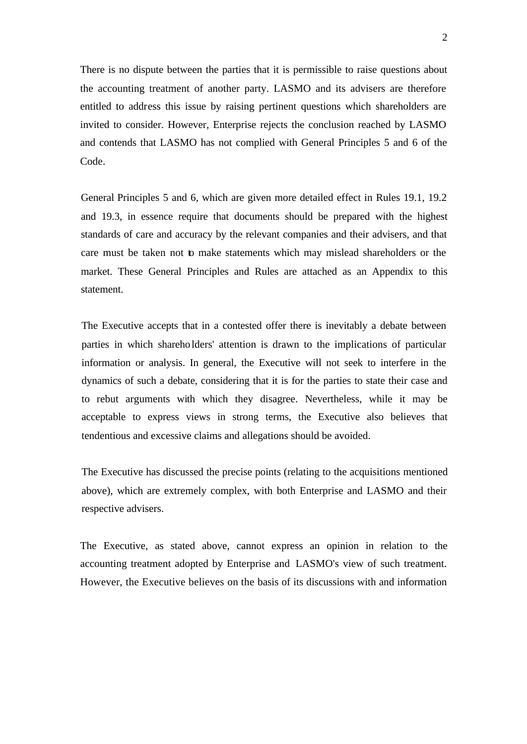There is no dispute between the parties that it is permissible to raise questions about the accounting treatment of another party. LASMO and its advisers are therefore entitled to address this issue by raising pertinent questions which shareholders are invited to consider. However, Enterprise rejects the conclusion reached by LASMO and contends that LASMO has not complied with General Principles 5 and 6 of the Code.

General Principles 5 and 6, which are given more detailed effect in Rules 19.1, 19.2 and 19.3, in essence require that documents should be prepared with the highest standards of care and accuracy by the relevant companies and their advisers, and that care must be taken not to make statements which may mislead shareholders or the market. These General Principles and Rules are attached as an Appendix to this statement.

The Executive accepts that in a contested offer there is inevitably a debate between parties in which shareholders' attention is drawn to the implications of particular information or analysis. In general, the Executive will not seek to interfere in the dynamics of such a debate, considering that it is for the parties to state their case and to rebut arguments with which they disagree. Nevertheless, while it may be acceptable to express views in strong terms, the Executive also believes that tendentious and excessive claims and allegations should be avoided.

The Executive has discussed the precise points (relating to the acquisitions mentioned above), which are extremely complex, with both Enterprise and LASMO and their respective advisers.

The Executive, as stated above, cannot express an opinion in relation to the accounting treatment adopted by Enterprise and LASMO's view of such treatment. However, the Executive believes on the basis of its discussions with and information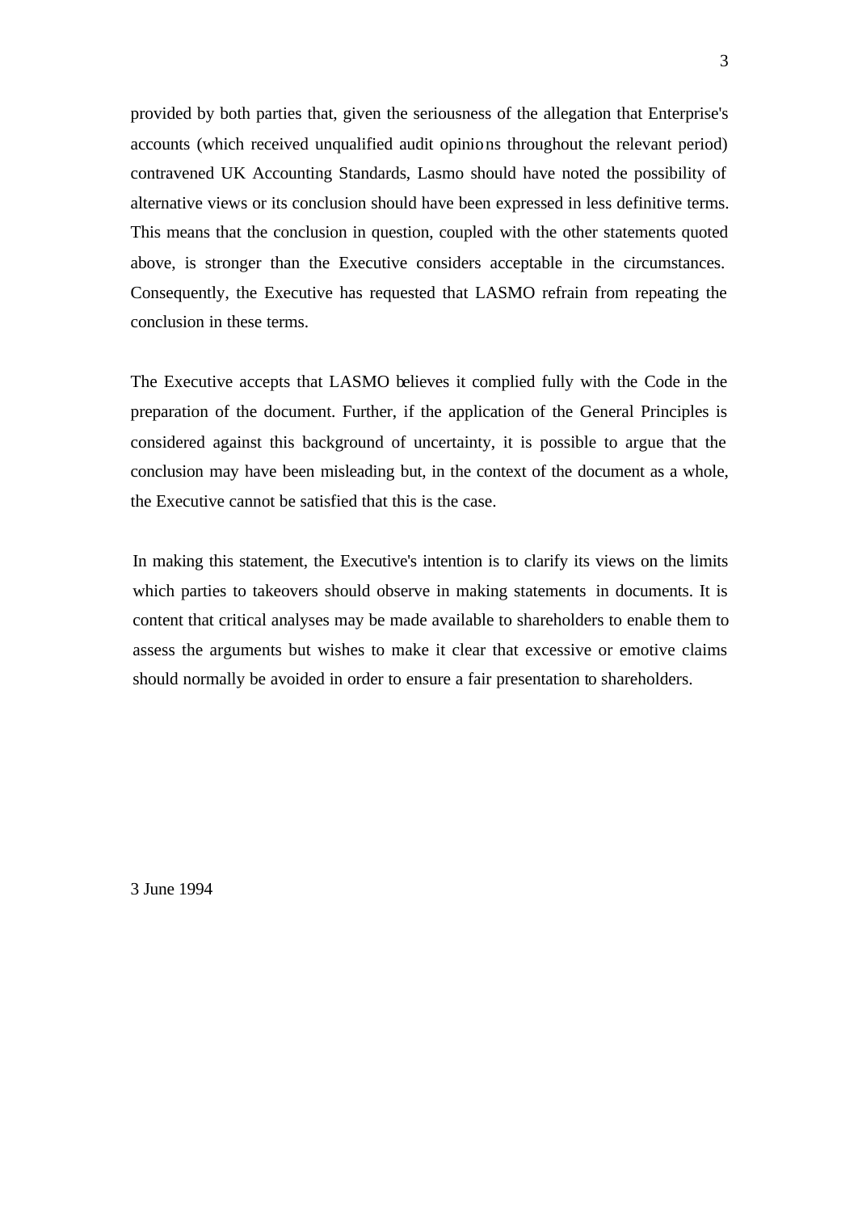provided by both parties that, given the seriousness of the allegation that Enterprise's accounts (which received unqualified audit opinions throughout the relevant period) contravened UK Accounting Standards, Lasmo should have noted the possibility of alternative views or its conclusion should have been expressed in less definitive terms. This means that the conclusion in question, coupled with the other statements quoted above, is stronger than the Executive considers acceptable in the circumstances. Consequently, the Executive has requested that LASMO refrain from repeating the conclusion in these terms.

The Executive accepts that LASMO believes it complied fully with the Code in the preparation of the document. Further, if the application of the General Principles is considered against this background of uncertainty, it is possible to argue that the conclusion may have been misleading but, in the context of the document as a whole, the Executive cannot be satisfied that this is the case.

In making this statement, the Executive's intention is to clarify its views on the limits which parties to takeovers should observe in making statements in documents. It is content that critical analyses may be made available to shareholders to enable them to assess the arguments but wishes to make it clear that excessive or emotive claims should normally be avoided in order to ensure a fair presentation to shareholders.

3 June 1994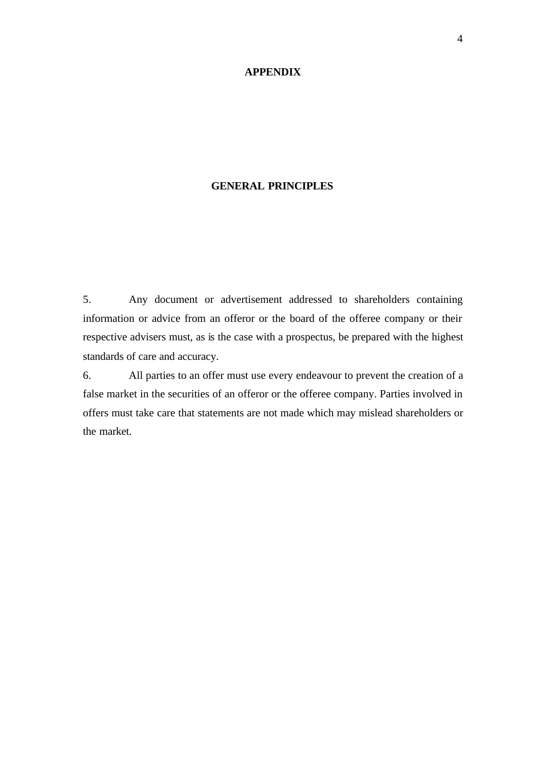## APPENDIX

## GENERAL PRINCIPLES

5. Any document or advertisement addressed to shareholders containing information or advice from an offeror or the board of the offeree company or their respective advisers must, as is the case with a prospectus, be prepared with the highest standards of care and accuracy.

6. All parties to an offer must use every endeavour to prevent the creation of a false market in the securities of an offeror or the offeree company. Parties involved in offers must take care that statements are not made which may mislead shareholders or the market.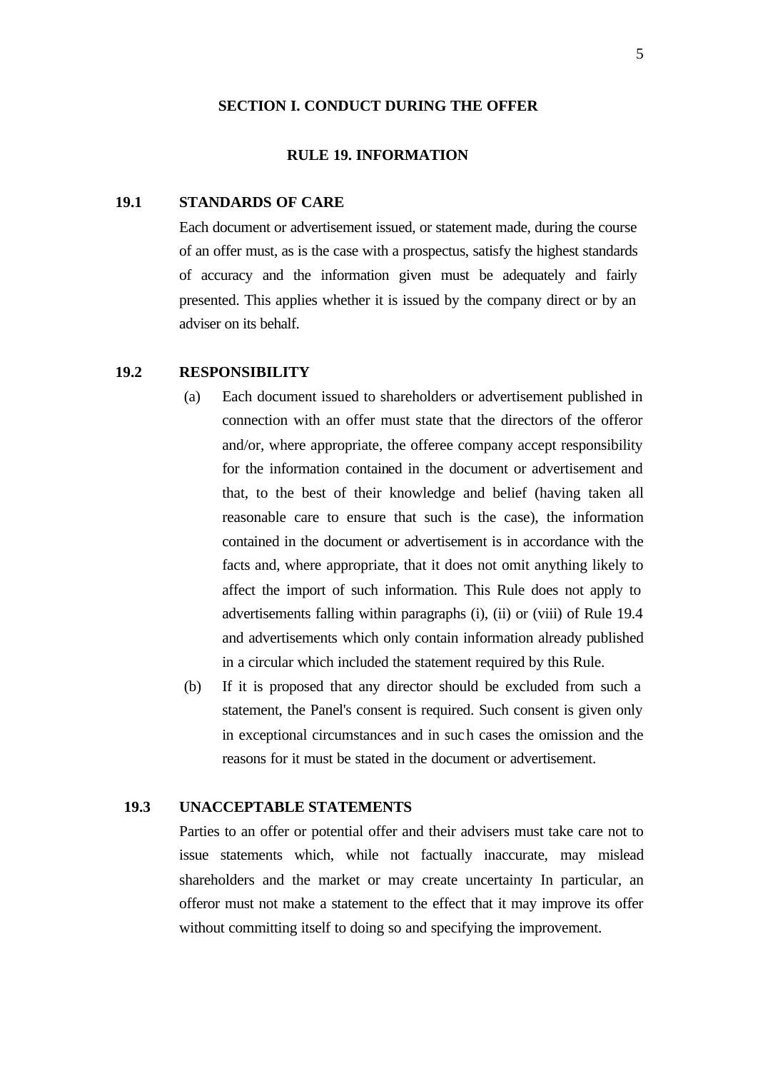## SECTION I. CONDUCT DURING THE OFFER

### RULE 19. INFORMATION

**19.1 STANDARDS OF CARE**

Each document or advertisement issued, or statement made, during the course of an offer must, as is the case with a prospectus, satisfy the highest standards of accuracy and the information given must be adequately and fairly presented. This applies whether it is issued by the company direct or by an adviser on its behalf.

**19.2 RESPONSIBILITY**

(a) Each document issued to shareholders or advertisement published in connection with an offer must state that the directors of the offeror and/or, where appropriate, the offeree company accept responsibility for the information contained in the document or advertisement and that, to the best of their knowledge and belief (having taken all reasonable care to ensure that such is the case), the information contained in the document or advertisement is in accordance with the facts and, where appropriate, that it does not omit anything likely to affect the import of such information. This Rule does not apply to advertisements falling within paragraphs (i), (ii) or (viii) of Rule 19.4 and advertisements which only contain information already published in a circular which included the statement required by this Rule.

(b) If it is proposed that any director should be excluded from such a statement, the Panel's consent is required. Such consent is given only in exceptional circumstances and in such cases the omission and the reasons for it must be stated in the document or advertisement.

**19.3 UNACCEPTABLE STATEMENTS**

Parties to an offer or potential offer and their advisers must take care not to issue statements which, while not factually inaccurate, may mislead shareholders and the market or may create uncertainty In particular, an offeror must not make a statement to the effect that it may improve its offer without committing itself to doing so and specifying the improvement.